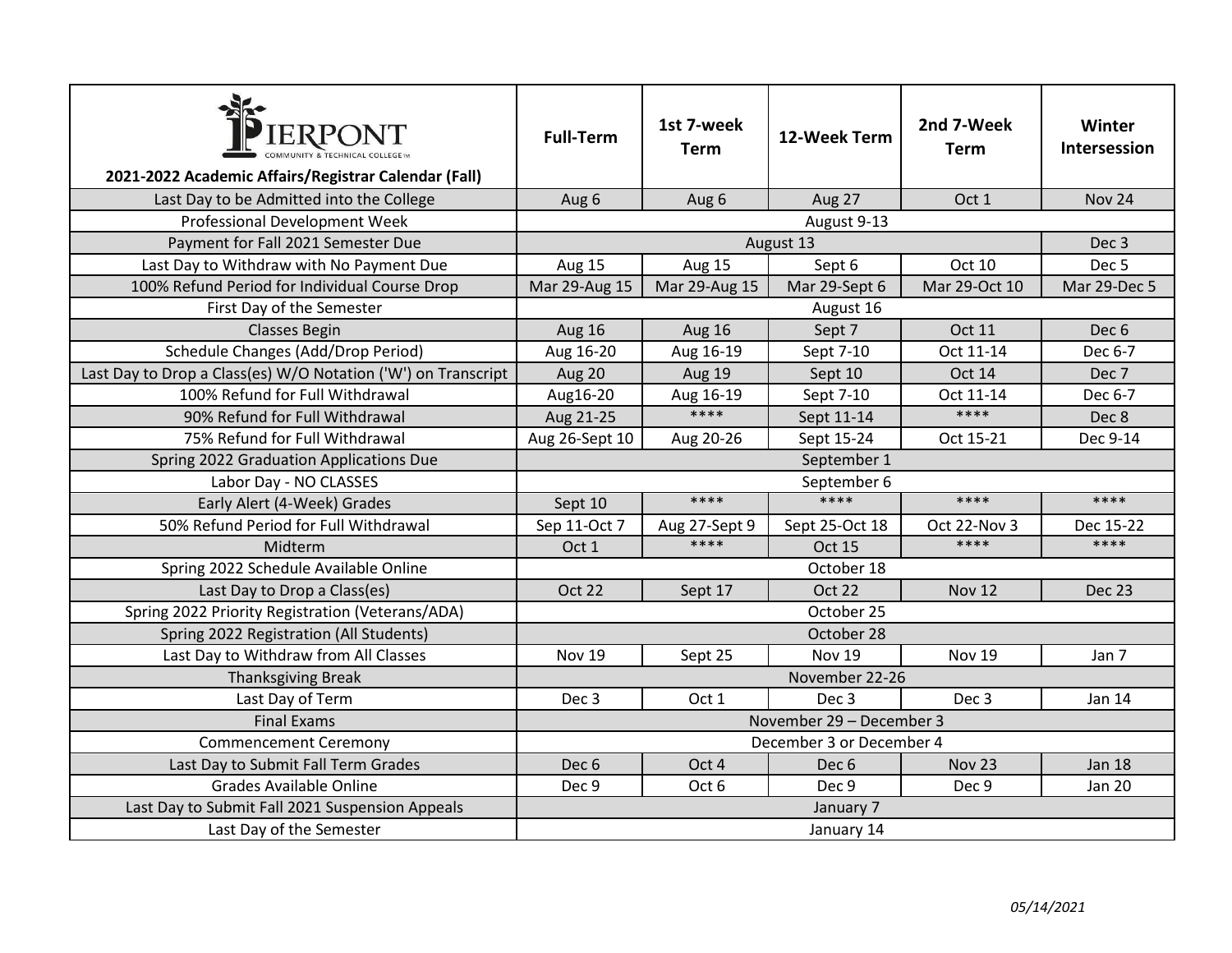| PIERPONT COMMUNITY & TECHNICAL COLLEGE 2021-2022 Academic Affairs/Registrar Calendar (Fall) | Full-Term | 1st 7-week Term | 12-Week Term | 2nd 7-Week Term | Winter Intersession |
|---|---|---|---|---|---|
| Last Day to be Admitted into the College | Aug 6 | Aug 6 | Aug 27 | Oct 1 | Nov 24 |
| Professional Development Week | August 9-13 | | | | |
| Payment for Fall 2021 Semester Due | August 13 | | | | Dec 3 |
| Last Day to Withdraw with No Payment Due | Aug 15 | Aug 15 | Sept 6 | Oct 10 | Dec 5 |
| 100% Refund Period for Individual Course Drop | Mar 29-Aug 15 | Mar 29-Aug 15 | Mar 29-Sept 6 | Mar 29-Oct 10 | Mar 29-Dec 5 |
| First Day of the Semester | August 16 | | | | |
| Classes Begin | Aug 16 | Aug 16 | Sept 7 | Oct 11 | Dec 6 |
| Schedule Changes (Add/Drop Period) | Aug 16-20 | Aug 16-19 | Sept 7-10 | Oct 11-14 | Dec 6-7 |
| Last Day to Drop a Class(es) W/O Notation ('W') on Transcript | Aug 20 | Aug 19 | Sept 10 | Oct 14 | Dec 7 |
| 100% Refund for Full Withdrawal | Aug16-20 | Aug 16-19 | Sept 7-10 | Oct 11-14 | Dec 6-7 |
| 90% Refund for Full Withdrawal | Aug 21-25 | **** | Sept 11-14 | **** | Dec 8 |
| 75% Refund for Full Withdrawal | Aug 26-Sept 10 | Aug 20-26 | Sept 15-24 | Oct 15-21 | Dec 9-14 |
| Spring 2022 Graduation Applications Due | September 1 | | | | |
| Labor Day - NO CLASSES | September 6 | | | | |
| Early Alert (4-Week) Grades | Sept 10 | **** | **** | **** | **** |
| 50% Refund Period for Full Withdrawal | Sep 11-Oct 7 | Aug 27-Sept 9 | Sept 25-Oct 18 | Oct 22-Nov 3 | Dec 15-22 |
| Midterm | Oct 1 | **** | Oct 15 | **** | **** |
| Spring 2022 Schedule Available Online | October 18 | | | | |
| Last Day to Drop a Class(es) | Oct 22 | Sept 17 | Oct 22 | Nov 12 | Dec 23 |
| Spring 2022 Priority Registration (Veterans/ADA) | October 25 | | | | |
| Spring 2022 Registration (All Students) | October 28 | | | | |
| Last Day to Withdraw from All Classes | Nov 19 | Sept 25 | Nov 19 | Nov 19 | Jan 7 |
| Thanksgiving Break | November 22-26 | | | | |
| Last Day of Term | Dec 3 | Oct 1 | Dec 3 | Dec 3 | Jan 14 |
| Final Exams | November 29 – December 3 | | | | |
| Commencement Ceremony | December 3 or December 4 | | | | |
| Last Day to Submit Fall Term Grades | Dec 6 | Oct 4 | Dec 6 | Nov 23 | Jan 18 |
| Grades Available Online | Dec 9 | Oct 6 | Dec 9 | Dec 9 | Jan 20 |
| Last Day to Submit Fall 2021 Suspension Appeals | January 7 | | | | |
| Last Day of the Semester | January 14 | | | | |

*05/14/2021*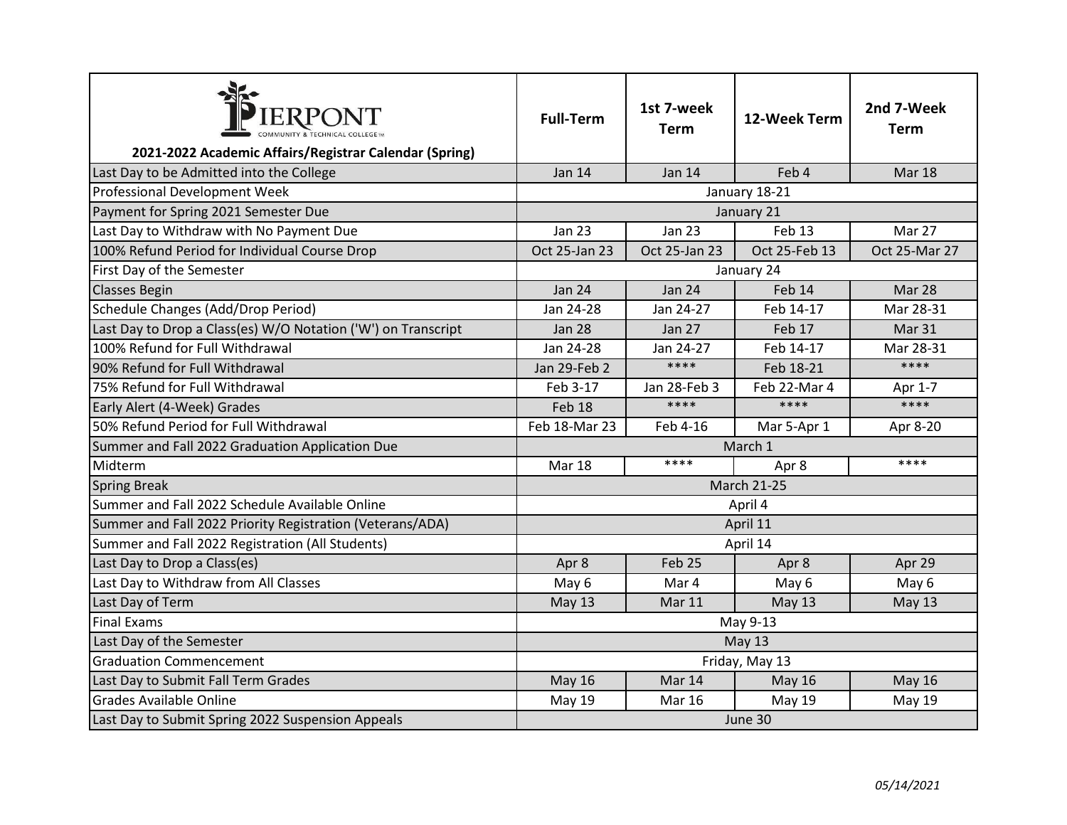| PIERPONT COMMUNITY & TECHNICAL COLLEGE 2021-2022 Academic Affairs/Registrar Calendar (Spring) | Full-Term | 1st 7-week Term | 12-Week Term | 2nd 7-Week Term |
|---|---|---|---|---|
| Last Day to be Admitted into the College | Jan 14 | Jan 14 | Feb 4 | Mar 18 |
| Professional Development Week | January 18-21 | | | |
| Payment for Spring 2021 Semester Due | January 21 | | | |
| Last Day to Withdraw with No Payment Due | Jan 23 | Jan 23 | Feb 13 | Mar 27 |
| 100% Refund Period for Individual Course Drop | Oct 25-Jan 23 | Oct 25-Jan 23 | Oct 25-Feb 13 | Oct 25-Mar 27 |
| First Day of the Semester | January 24 | | | |
| Classes Begin | Jan 24 | Jan 24 | Feb 14 | Mar 28 |
| Schedule Changes (Add/Drop Period) | Jan 24-28 | Jan 24-27 | Feb 14-17 | Mar 28-31 |
| Last Day to Drop a Class(es) W/O Notation ('W') on Transcript | Jan 28 | Jan 27 | Feb 17 | Mar 31 |
| 100% Refund for Full Withdrawal | Jan 24-28 | Jan 24-27 | Feb 14-17 | Mar 28-31 |
| 90% Refund for Full Withdrawal | Jan 29-Feb 2 | **** | Feb 18-21 | **** |
| 75% Refund for Full Withdrawal | Feb 3-17 | Jan 28-Feb 3 | Feb 22-Mar 4 | Apr 1-7 |
| Early Alert (4-Week) Grades | Feb 18 | **** | **** | **** |
| 50% Refund Period for Full Withdrawal | Feb 18-Mar 23 | Feb 4-16 | Mar 5-Apr 1 | Apr 8-20 |
| Summer and Fall 2022 Graduation Application Due | March 1 | | | |
| Midterm | Mar 18 | **** | Apr 8 | **** |
| Spring Break | March 21-25 | | | |
| Summer and Fall 2022 Schedule Available Online | April 4 | | | |
| Summer and Fall 2022 Priority Registration (Veterans/ADA) | April 11 | | | |
| Summer and Fall 2022 Registration (All Students) | April 14 | | | |
| Last Day to Drop a Class(es) | Apr 8 | Feb 25 | Apr 8 | Apr 29 |
| Last Day to Withdraw from All Classes | May 6 | Mar 4 | May 6 | May 6 |
| Last Day of Term | May 13 | Mar 11 | May 13 | May 13 |
| Final Exams | May 9-13 | | | |
| Last Day of the Semester | May 13 | | | |
| Graduation Commencement | Friday, May 13 | | | |
| Last Day to Submit Fall Term Grades | May 16 | Mar 14 | May 16 | May 16 |
| Grades Available Online | May 19 | Mar 16 | May 19 | May 19 |
| Last Day to Submit Spring 2022 Suspension Appeals | June 30 | | | |

*05/14/2021*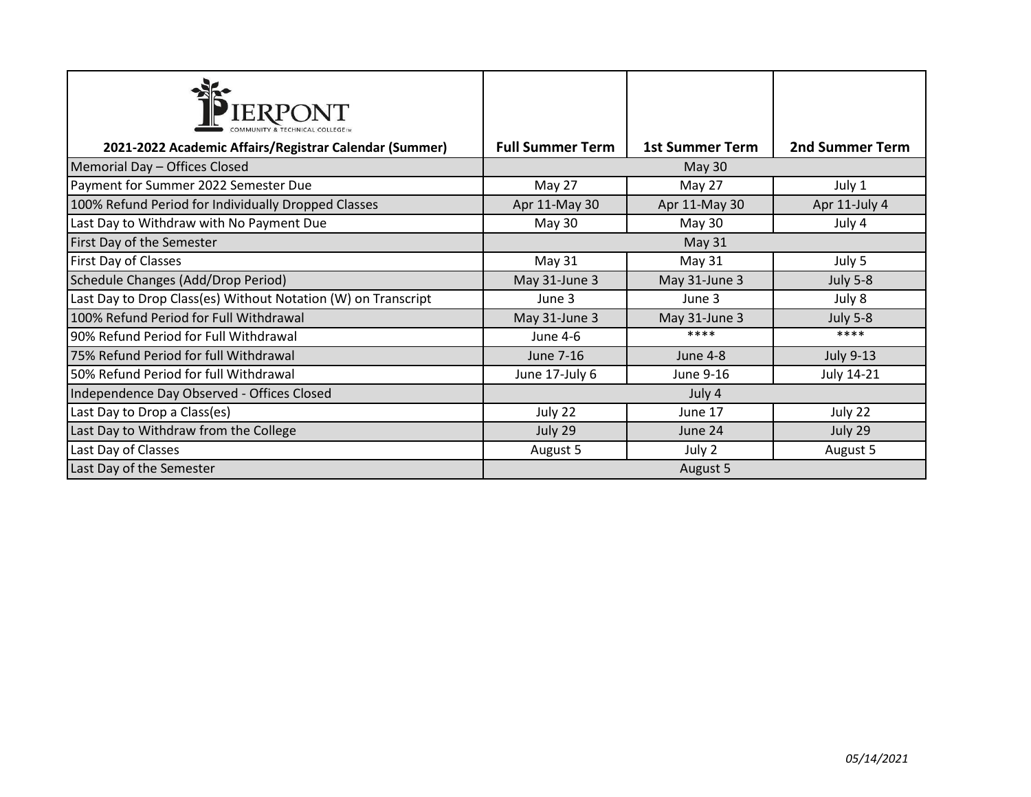| PIERPONT COMMUNITY & TECHNICAL COLLEGE 2021-2022 Academic Affairs/Registrar Calendar (Summer) | Full Summer Term | 1st Summer Term | 2nd Summer Term |
|---|---|---|---|
| Memorial Day – Offices Closed | May 30 | | |
| Payment for Summer 2022 Semester Due | May 27 | May 27 | July 1 |
| 100% Refund Period for Individually Dropped Classes | Apr 11-May 30 | Apr 11-May 30 | Apr 11-July 4 |
| Last Day to Withdraw with No Payment Due | May 30 | May 30 | July 4 |
| First Day of the Semester | May 31 | | |
| First Day of Classes | May 31 | May 31 | July 5 |
| Schedule Changes (Add/Drop Period) | May 31-June 3 | May 31-June 3 | July 5-8 |
| Last Day to Drop Class(es) Without Notation (W) on Transcript | June 3 | June 3 | July 8 |
| 100% Refund Period for Full Withdrawal | May 31-June 3 | May 31-June 3 | July 5-8 |
| 90% Refund Period for Full Withdrawal | June 4-6 | **** | **** |
| 75% Refund Period for full Withdrawal | June 7-16 | June 4-8 | July 9-13 |
| 50% Refund Period for full Withdrawal | June 17-July 6 | June 9-16 | July 14-21 |
| Independence Day Observed - Offices Closed | July 4 | | |
| Last Day to Drop a Class(es) | July 22 | June 17 | July 22 |
| Last Day to Withdraw from the College | July 29 | June 24 | July 29 |
| Last Day of Classes | August 5 | July 2 | August 5 |
| Last Day of the Semester | August 5 | | |

*05/14/2021*